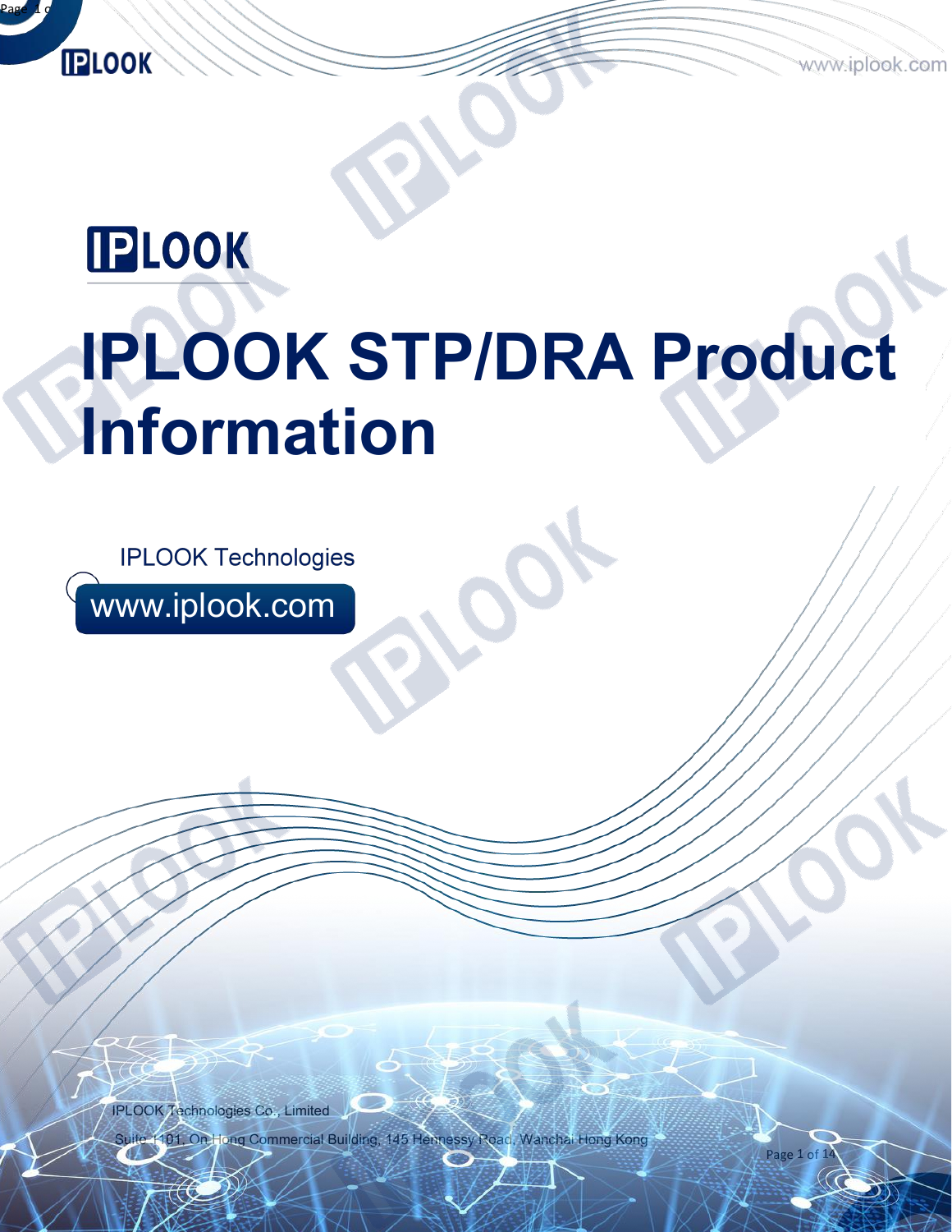# IPLOOK STP/DRA Product Information

IPLOOK Technologies

www.iplook.com

IPLOOK Technologies Co., Limited

Suite 1101, On Hong Commercial Building, 145 Hennessy Road, Wanchai Hong Kong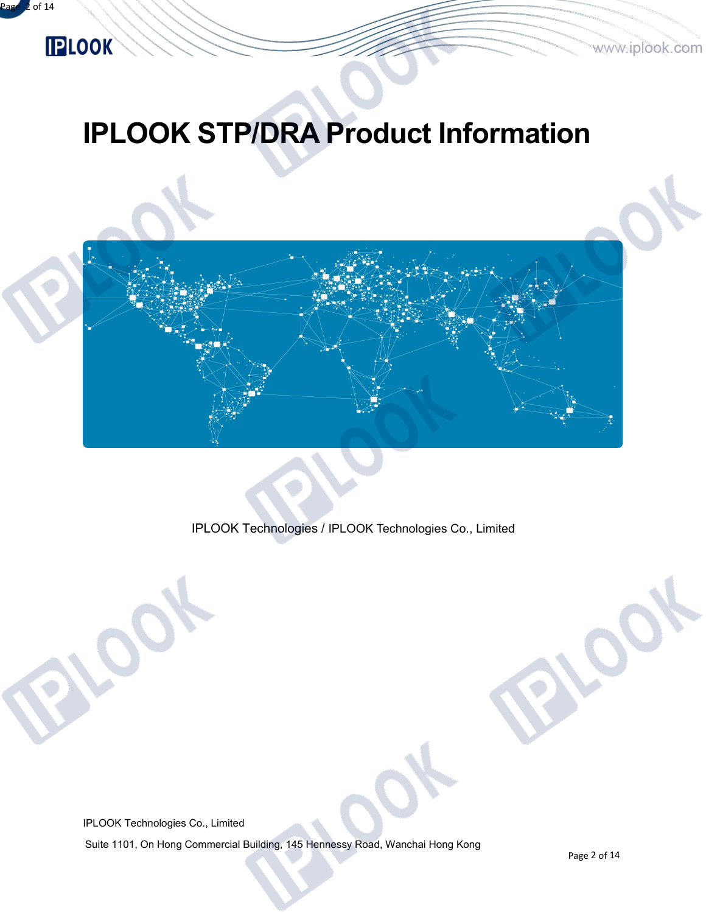# IPLOOK STP/DRA Product Information

IPLOOK Technologies / IPLOOK Technologies Co., Limited

IPLOOK Technologies Co., Limited

Suite 1101, On Hong Commercial Building, 145 Hennessy Road, Wanchai Hong Kong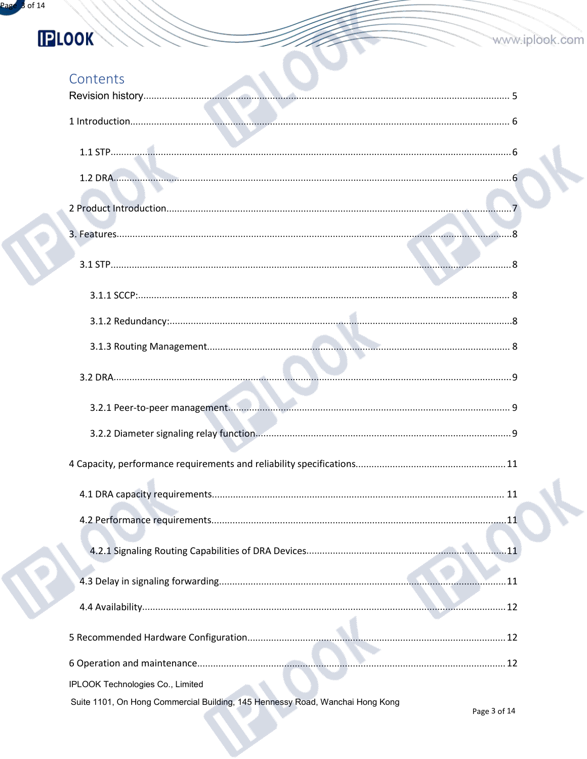# Contents

Revision history........................................................................................................................ 5

1 Introduction.............................................................................................................................. 6

- 1.1 STP...................................................................................................................................... 6
- 1.2 DRA..................................................................................................................................... 6

2 Product Introduction................................................................................................................. 7

3. Features.................................................................................................................................. 8

- 3.1 STP...................................................................................................................................... 8
  - 3.1.1 SCCP:............................................................................................................................ 8
  - 3.1.2 Redundancy:.................................................................................................................. 8
  - 3.1.3 Routing Management..................................................................................................... 8
- 3.2 DRA..................................................................................................................................... 9
  - 3.2.1 Peer-to-peer management.............................................................................................. 9
  - 3.2.2 Diameter signaling relay function.................................................................................. 9

4 Capacity, performance requirements and reliability specifications........................................ 11

- 4.1 DRA capacity requirements............................................................................................. 11
- 4.2 Performance requirements.............................................................................................. 11
  - 4.2.1 Signaling Routing Capabilities of DRA Devices............................................................ 11
- 4.3 Delay in signaling forwarding............................................................................................ 11
- 4.4 Availability........................................................................................................................ 12

5 Recommended Hardware Configuration................................................................................. 12

6 Operation and maintenance.................................................................................................... 12

IPLOOK Technologies Co., Limited

Suite 1101, On Hong Commercial Building, 145 Hennessy Road, Wanchai Hong Kong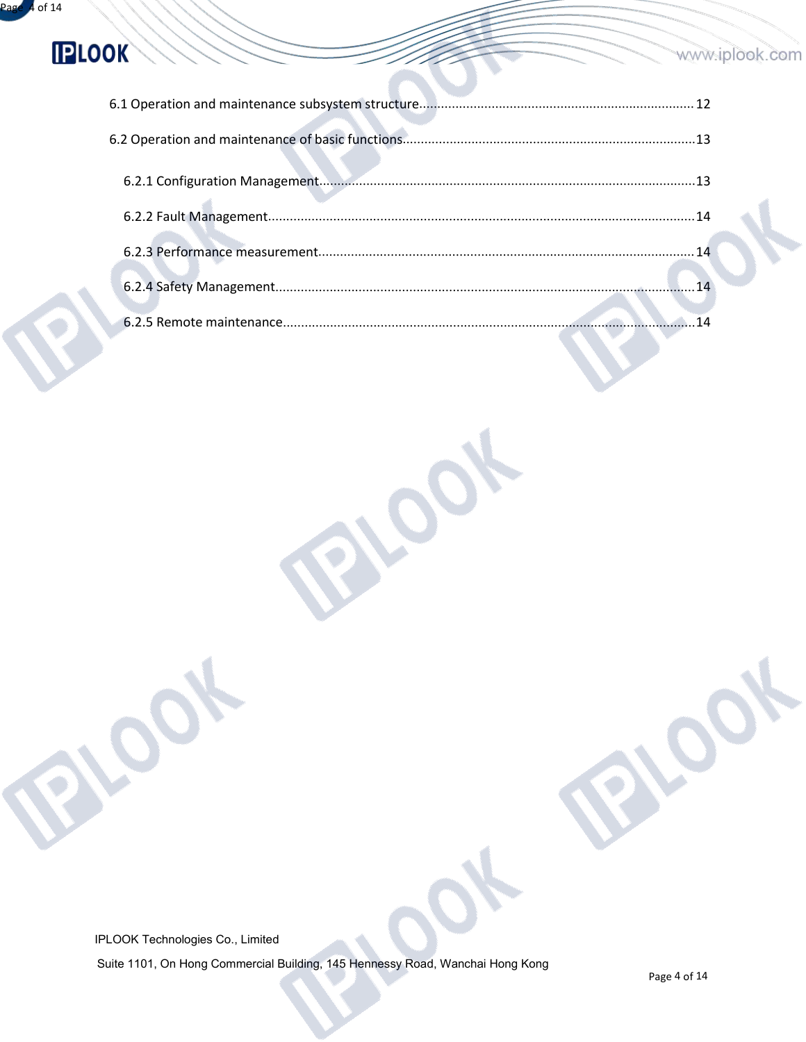6.1 Operation and maintenance subsystem structure........................................................................... 12

6.2 Operation and maintenance of basic functions................................................................................13

6.2.1 Configuration Management.......................................................................................................13

6.2.2 Fault Management..................................................................................................................... 14

6.2.3 Performance measurement....................................................................................................... 14

6.2.4 Safety Management................................................................................................................... 14

6.2.5 Remote maintenance.................................................................................................................14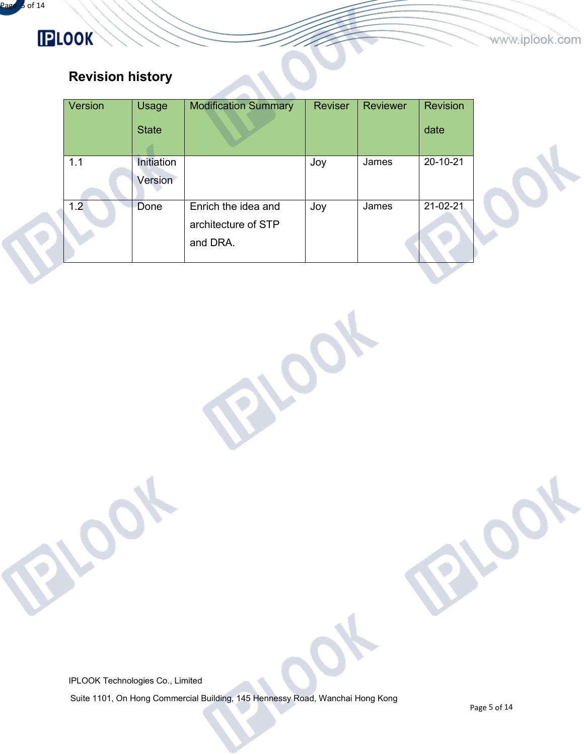## Revision history

| Version | Usage State | Modification Summary | Reviser | Reviewer | Revision date |
|---|---|---|---|---|---|
| 1.1 | Initiation Version | | Joy | James | 20-10-21 |
| 1.2 | Done | Enrich the idea and architecture of STP and DRA. | Joy | James | 21-02-21 |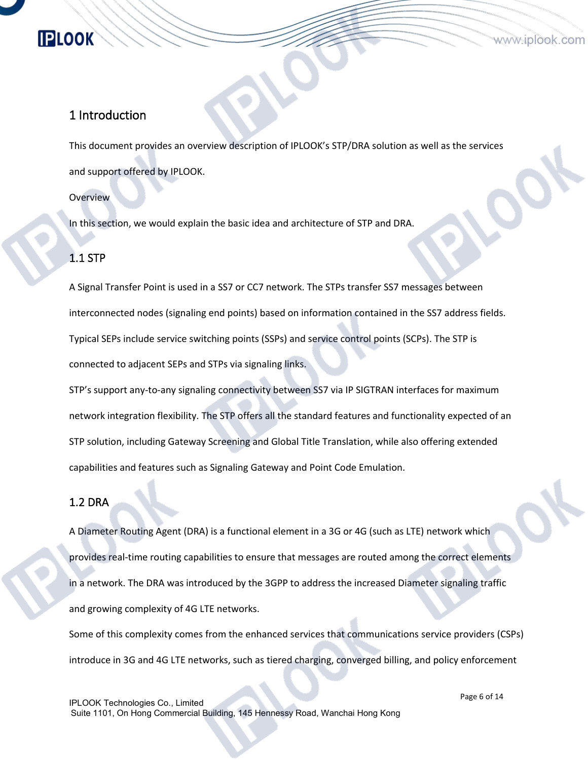# 1 Introduction

This document provides an overview description of IPLOOK's STP/DRA solution as well as the services and support offered by IPLOOK.

Overview

In this section, we would explain the basic idea and architecture of STP and DRA.

## 1.1 STP

A Signal Transfer Point is used in a SS7 or CC7 network. The STPs transfer SS7 messages between interconnected nodes (signaling end points) based on information contained in the SS7 address fields. Typical SEPs include service switching points (SSPs) and service control points (SCPs). The STP is connected to adjacent SEPs and STPs via signaling links.

STP's support any-to-any signaling connectivity between SS7 via IP SIGTRAN interfaces for maximum network integration flexibility. The STP offers all the standard features and functionality expected of an STP solution, including Gateway Screening and Global Title Translation, while also offering extended capabilities and features such as Signaling Gateway and Point Code Emulation.

## 1.2 DRA

A Diameter Routing Agent (DRA) is a functional element in a 3G or 4G (such as LTE) network which provides real-time routing capabilities to ensure that messages are routed among the correct elements in a network. The DRA was introduced by the 3GPP to address the increased Diameter signaling traffic and growing complexity of 4G LTE networks.

Some of this complexity comes from the enhanced services that communications service providers (CSPs) introduce in 3G and 4G LTE networks, such as tiered charging, converged billing, and policy enforcement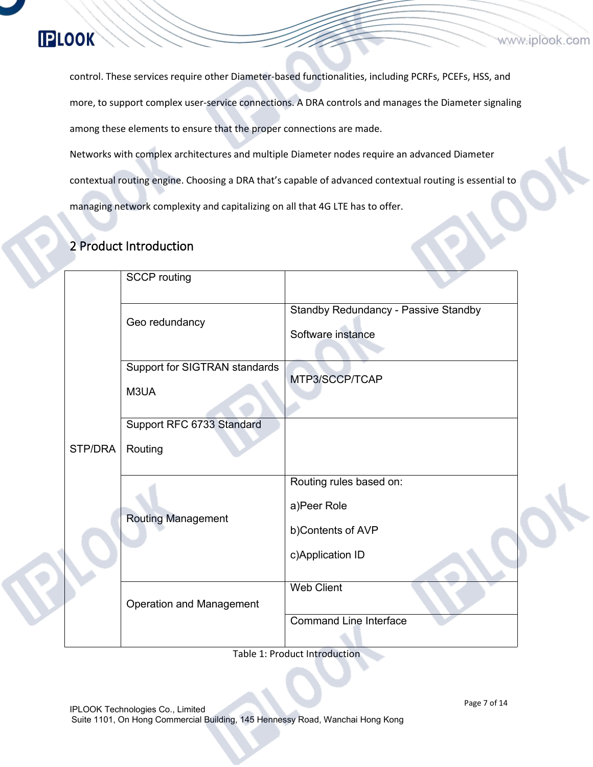control. These services require other Diameter-based functionalities, including PCRFs, PCEFs, HSS, and more, to support complex user-service connections. A DRA controls and manages the Diameter signaling among these elements to ensure that the proper connections are made.

Networks with complex architectures and multiple Diameter nodes require an advanced Diameter contextual routing engine. Choosing a DRA that's capable of advanced contextual routing is essential to managing network complexity and capitalizing on all that 4G LTE has to offer.

## 2 Product Introduction

| | | |
|---|---|---|
| STP/DRA | SCCP routing | |
| | Geo redundancy | Standby Redundancy - Passive Standby<br><br>Software instance |
| | Support for SIGTRAN standards<br><br>M3UA | MTP3/SCCP/TCAP |
| | Support RFC 6733 Standard<br><br>Routing | |
| | Routing Management | Routing rules based on:<br><br>a)Peer Role<br><br>b)Contents of AVP<br><br>c)Application ID |
| | Operation and Management | Web Client |
| | | Command Line Interface |

Table 1: Product Introduction

IPLOOK Technologies Co., Limited
Suite 1101, On Hong Commercial Building, 145 Hennessy Road, Wanchai Hong Kong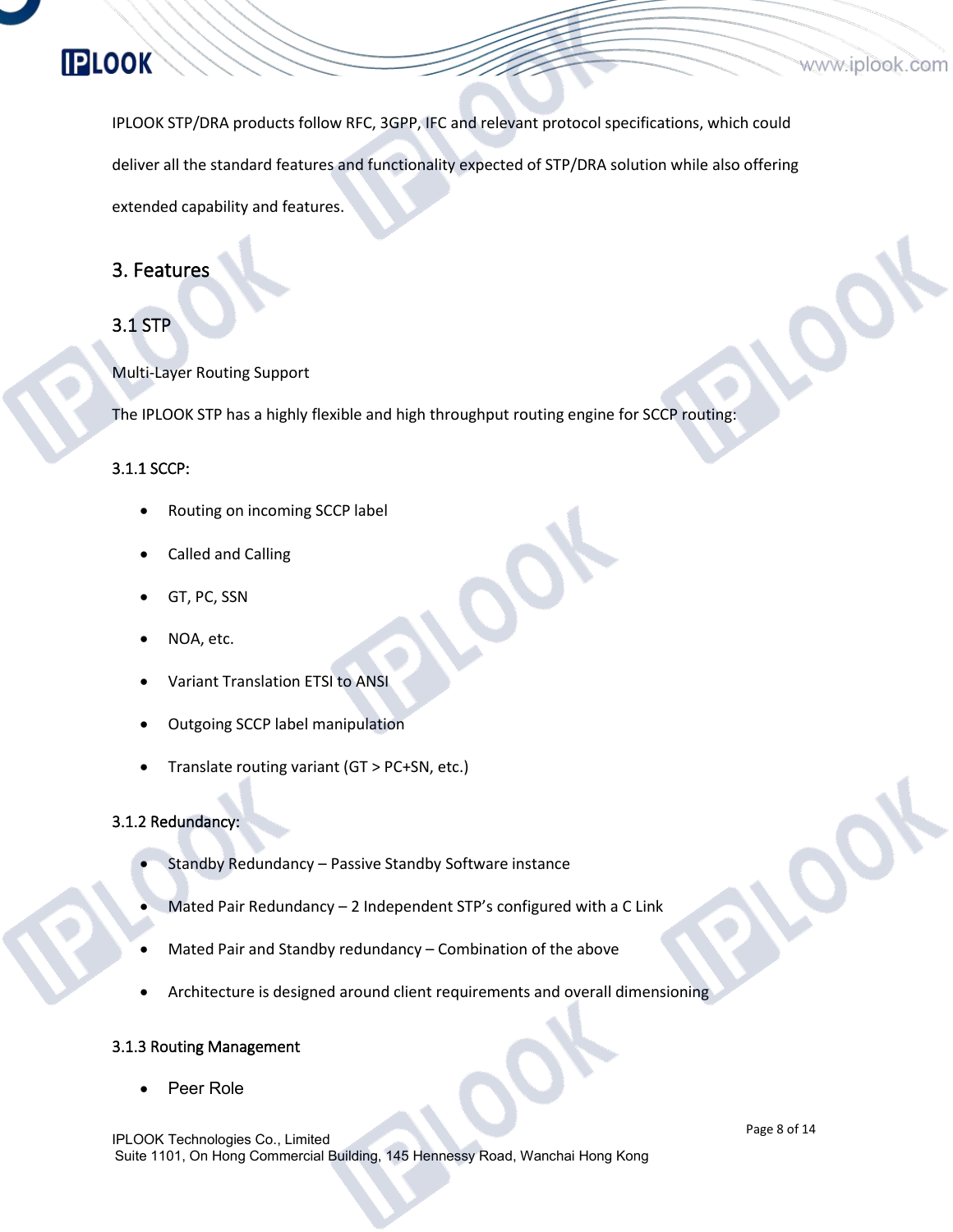IPLOOK STP/DRA products follow RFC, 3GPP, IFC and relevant protocol specifications, which could deliver all the standard features and functionality expected of STP/DRA solution while also offering extended capability and features.

# 3. Features

## 3.1 STP

Multi-Layer Routing Support

The IPLOOK STP has a highly flexible and high throughput routing engine for SCCP routing:

### 3.1.1 SCCP:

- Routing on incoming SCCP label
- Called and Calling
- GT, PC, SSN
- NOA, etc.
- Variant Translation ETSI to ANSI
- Outgoing SCCP label manipulation
- Translate routing variant (GT > PC+SN, etc.)

### 3.1.2 Redundancy:

- Standby Redundancy – Passive Standby Software instance
- Mated Pair Redundancy – 2 Independent STP's configured with a C Link
- Mated Pair and Standby redundancy – Combination of the above
- Architecture is designed around client requirements and overall dimensioning

### 3.1.3 Routing Management

- Peer Role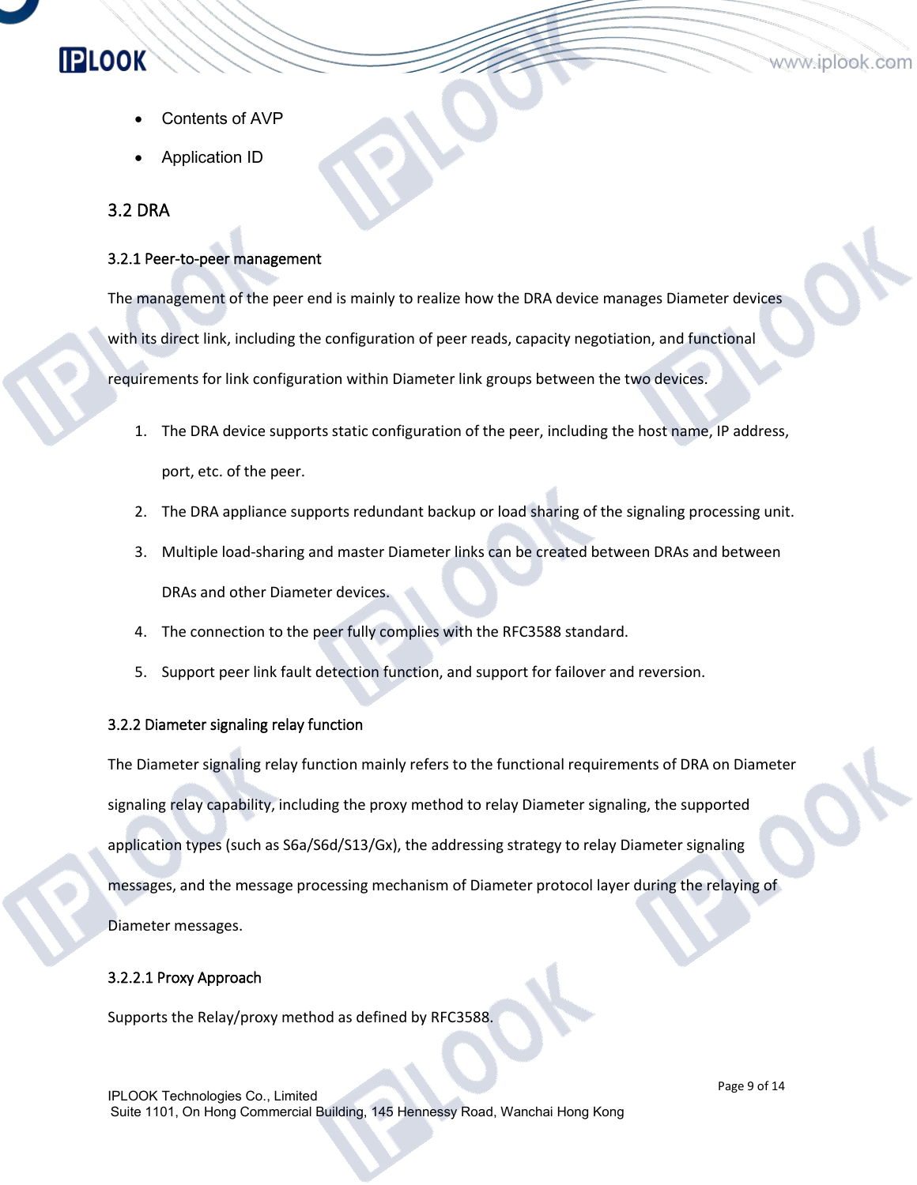- Contents of AVP
- Application ID

## 3.2 DRA

### 3.2.1 Peer-to-peer management

The management of the peer end is mainly to realize how the DRA device manages Diameter devices with its direct link, including the configuration of peer reads, capacity negotiation, and functional requirements for link configuration within Diameter link groups between the two devices.

1. The DRA device supports static configuration of the peer, including the host name, IP address, port, etc. of the peer.
2. The DRA appliance supports redundant backup or load sharing of the signaling processing unit.
3. Multiple load-sharing and master Diameter links can be created between DRAs and between DRAs and other Diameter devices.
4. The connection to the peer fully complies with the RFC3588 standard.
5. Support peer link fault detection function, and support for failover and reversion.

### 3.2.2 Diameter signaling relay function

The Diameter signaling relay function mainly refers to the functional requirements of DRA on Diameter signaling relay capability, including the proxy method to relay Diameter signaling, the supported application types (such as S6a/S6d/S13/Gx), the addressing strategy to relay Diameter signaling messages, and the message processing mechanism of Diameter protocol layer during the relaying of Diameter messages.

#### 3.2.2.1 Proxy Approach

Supports the Relay/proxy method as defined by RFC3588.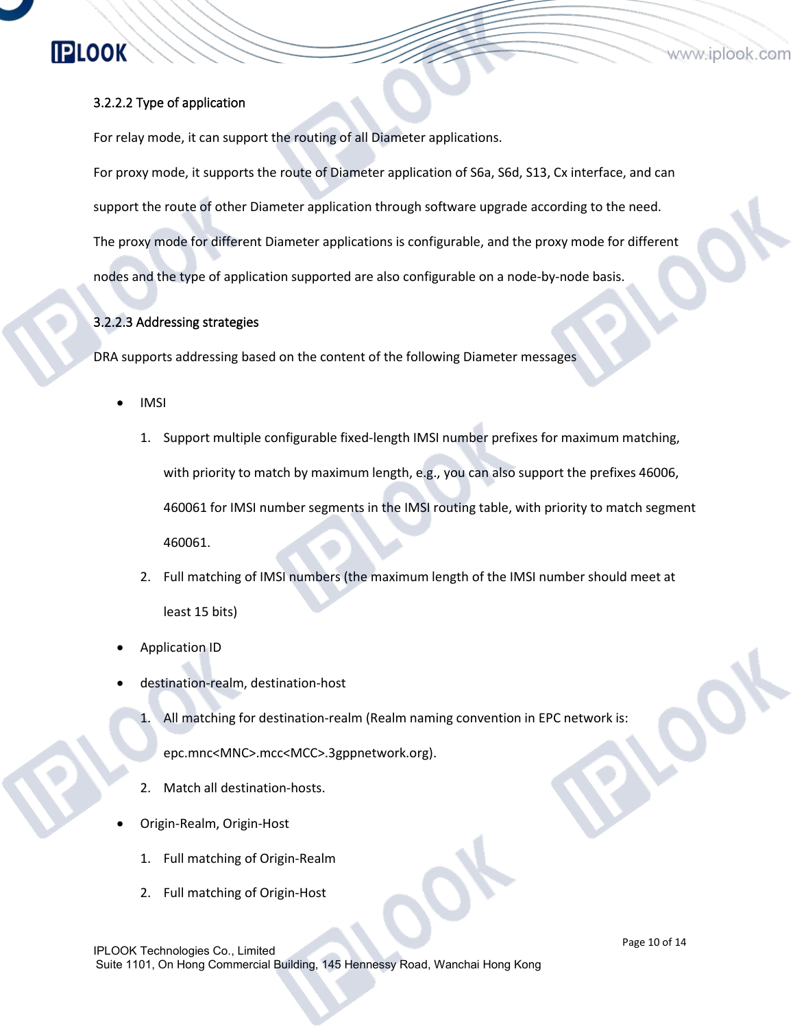#### 3.2.2.2 Type of application

For relay mode, it can support the routing of all Diameter applications.

For proxy mode, it supports the route of Diameter application of S6a, S6d, S13, Cx interface, and can support the route of other Diameter application through software upgrade according to the need.

The proxy mode for different Diameter applications is configurable, and the proxy mode for different nodes and the type of application supported are also configurable on a node-by-node basis.

#### 3.2.2.3 Addressing strategies

DRA supports addressing based on the content of the following Diameter messages

- IMSI
  1. Support multiple configurable fixed-length IMSI number prefixes for maximum matching, with priority to match by maximum length, e.g., you can also support the prefixes 46006, 460061 for IMSI number segments in the IMSI routing table, with priority to match segment 460061.
  2. Full matching of IMSI numbers (the maximum length of the IMSI number should meet at least 15 bits)
- Application ID
- destination-realm, destination-host
  1. All matching for destination-realm (Realm naming convention in EPC network is: epc.mnc<MNC>.mcc<MCC>.3gppnetwork.org).
  2. Match all destination-hosts.
- Origin-Realm, Origin-Host
  1. Full matching of Origin-Realm
  2. Full matching of Origin-Host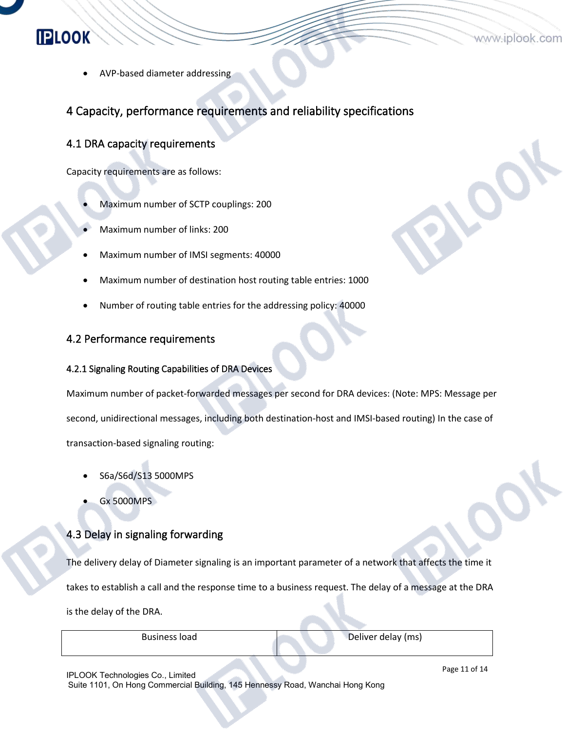- AVP-based diameter addressing

# 4 Capacity, performance requirements and reliability specifications

## 4.1 DRA capacity requirements

Capacity requirements are as follows:

- Maximum number of SCTP couplings: 200
- Maximum number of links: 200
- Maximum number of IMSI segments: 40000
- Maximum number of destination host routing table entries: 1000
- Number of routing table entries for the addressing policy: 40000

## 4.2 Performance requirements

### 4.2.1 Signaling Routing Capabilities of DRA Devices

Maximum number of packet-forwarded messages per second for DRA devices: (Note: MPS: Message per second, unidirectional messages, including both destination-host and IMSI-based routing) In the case of transaction-based signaling routing:

- S6a/S6d/S13 5000MPS
- Gx 5000MPS

## 4.3 Delay in signaling forwarding

The delivery delay of Diameter signaling is an important parameter of a network that affects the time it takes to establish a call and the response time to a business request. The delay of a message at the DRA is the delay of the DRA.

| Business load | Deliver delay (ms) |
|---|---|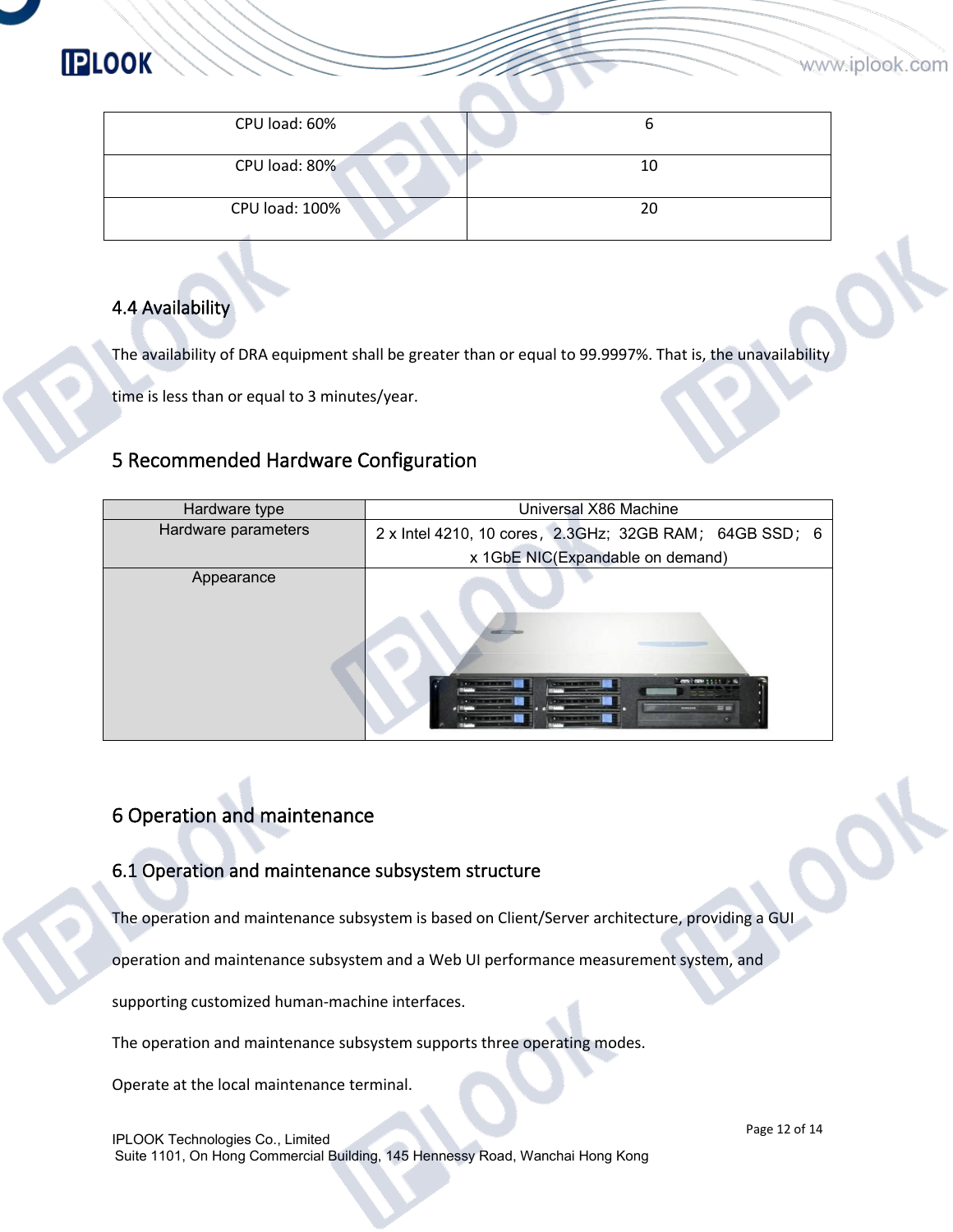| CPU load: 60% | 6 |
|---|---|
| CPU load: 80% | 10 |
| CPU load: 100% | 20 |

## 4.4 Availability

The availability of DRA equipment shall be greater than or equal to 99.9997%. That is, the unavailability time is less than or equal to 3 minutes/year.

# 5 Recommended Hardware Configuration

| Hardware type | Universal X86 Machine |
|---|---|
| Hardware parameters | 2 x Intel 4210, 10 cores，2.3GHz; 32GB RAM； 64GB SSD； 6 x 1GbE NIC(Expandable on demand) |
| Appearance | |

# 6 Operation and maintenance

## 6.1 Operation and maintenance subsystem structure

The operation and maintenance subsystem is based on Client/Server architecture, providing a GUI operation and maintenance subsystem and a Web UI performance measurement system, and supporting customized human-machine interfaces.

The operation and maintenance subsystem supports three operating modes.

Operate at the local maintenance terminal.

IPLOOK Technologies Co., Limited
Suite 1101, On Hong Commercial Building, 145 Hennessy Road, Wanchai Hong Kong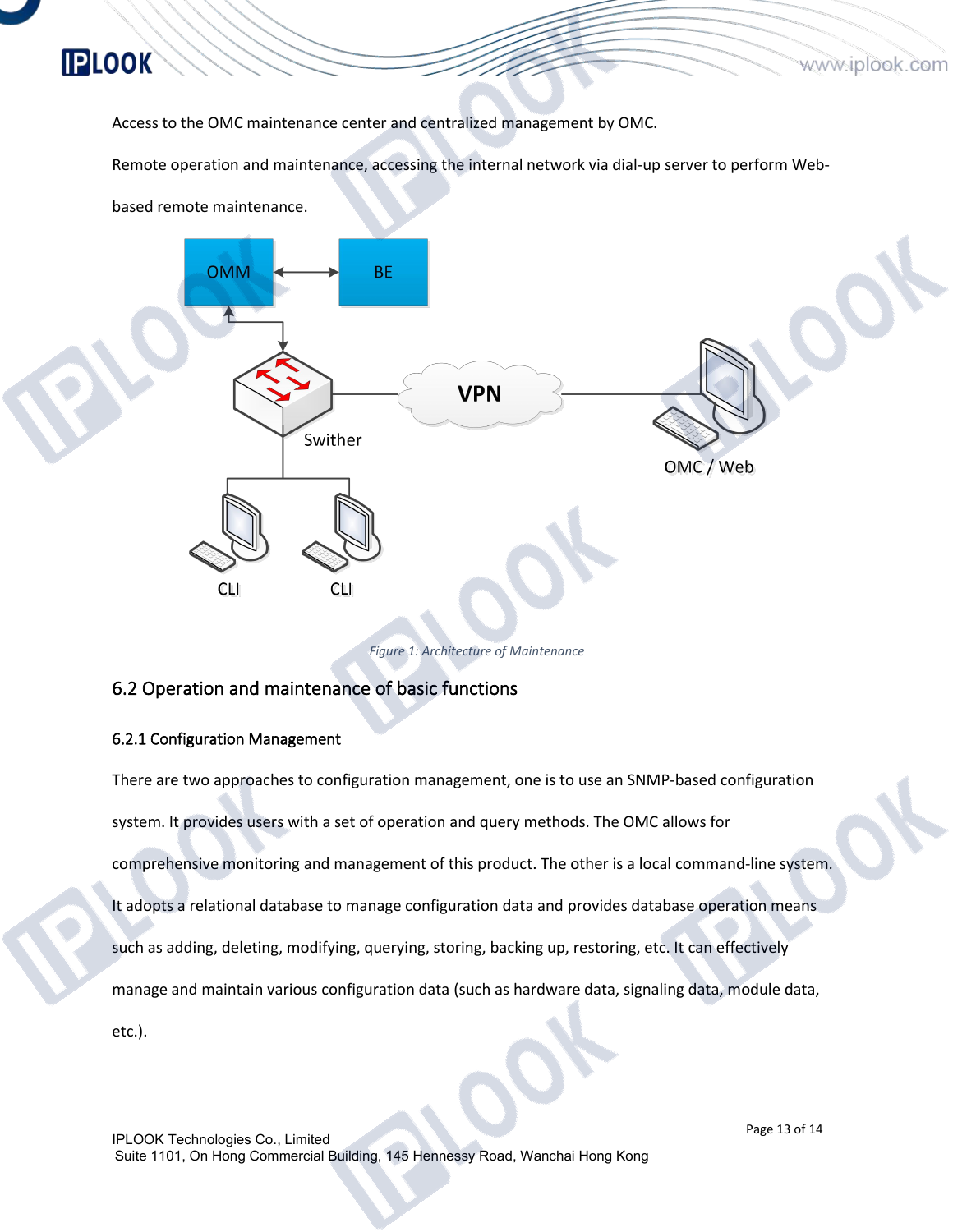Access to the OMC maintenance center and centralized management by OMC.

Remote operation and maintenance, accessing the internal network via dial-up server to perform Web-based remote maintenance.

*Figure 1: Architecture of Maintenance*

## 6.2 Operation and maintenance of basic functions

### 6.2.1 Configuration Management

There are two approaches to configuration management, one is to use an SNMP-based configuration system. It provides users with a set of operation and query methods. The OMC allows for comprehensive monitoring and management of this product. The other is a local command-line system. It adopts a relational database to manage configuration data and provides database operation means such as adding, deleting, modifying, querying, storing, backing up, restoring, etc. It can effectively manage and maintain various configuration data (such as hardware data, signaling data, module data, etc.).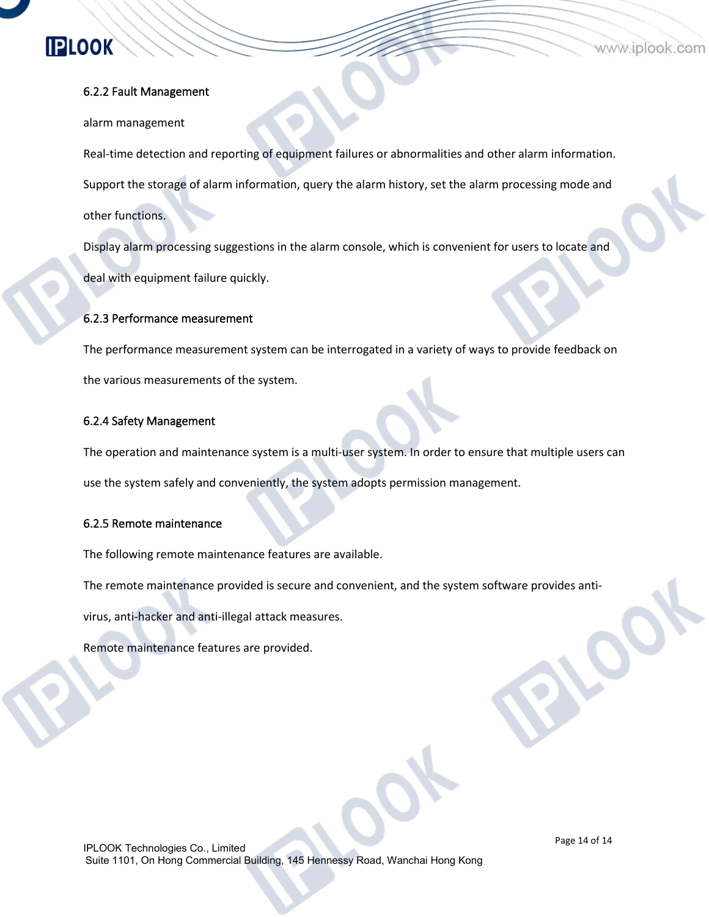### 6.2.2 Fault Management

alarm management

Real-time detection and reporting of equipment failures or abnormalities and other alarm information.

Support the storage of alarm information, query the alarm history, set the alarm processing mode and other functions.

Display alarm processing suggestions in the alarm console, which is convenient for users to locate and deal with equipment failure quickly.

### 6.2.3 Performance measurement

The performance measurement system can be interrogated in a variety of ways to provide feedback on the various measurements of the system.

### 6.2.4 Safety Management

The operation and maintenance system is a multi-user system. In order to ensure that multiple users can use the system safely and conveniently, the system adopts permission management.

### 6.2.5 Remote maintenance

The following remote maintenance features are available.

The remote maintenance provided is secure and convenient, and the system software provides anti-virus, anti-hacker and anti-illegal attack measures.

Remote maintenance features are provided.